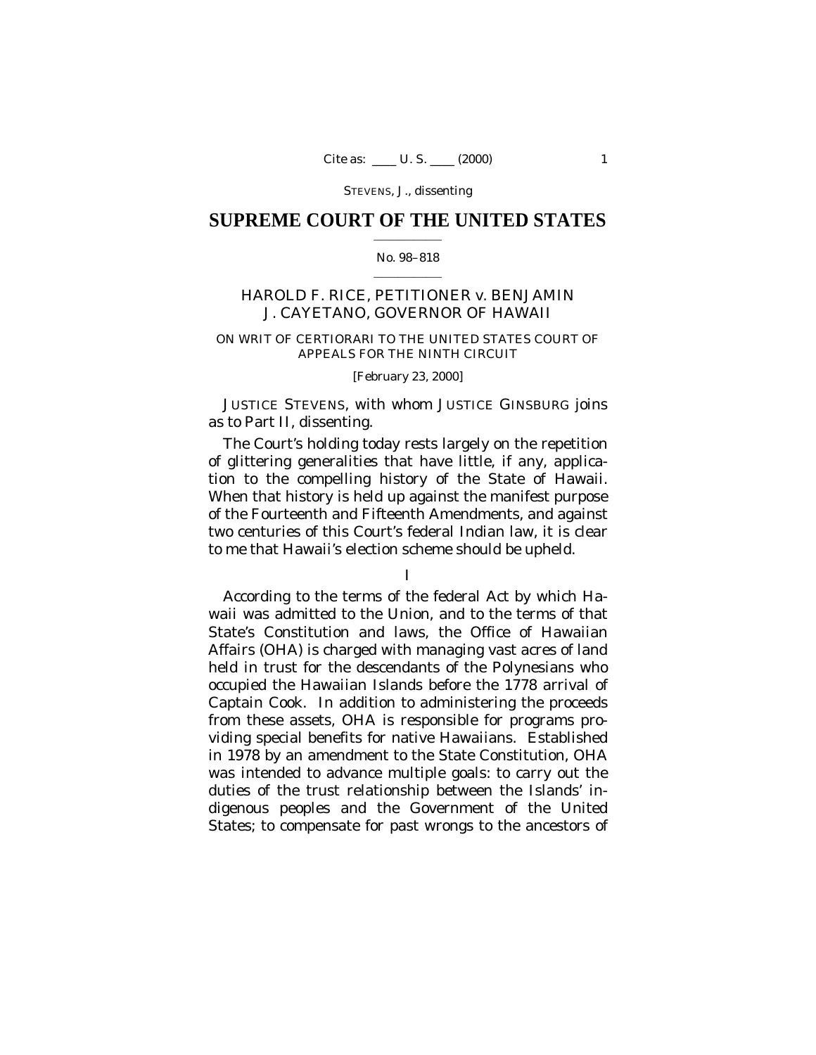STEVENS, J., dissenting

# SUPREME COURT OF THE UNITED STATES

No. 98–818

HAROLD F. RICE, PETITIONER *v.* BENJAMIN J. CAYETANO, GOVERNOR OF HAWAII

ON WRIT OF CERTIORARI TO THE UNITED STATES COURT OF APPEALS FOR THE NINTH CIRCUIT

[February 23, 2000]

JUSTICE STEVENS, with whom JUSTICE GINSBURG joins as to Part II, dissenting.

The Court's holding today rests largely on the repetition of glittering generalities that have little, if any, application to the compelling history of the State of Hawaii. When that history is held up against the manifest purpose of the Fourteenth and Fifteenth Amendments, and against two centuries of this Court's federal Indian law, it is clear to me that Hawaii's election scheme should be upheld.

I

According to the terms of the federal Act by which Hawaii was admitted to the Union, and to the terms of that State's Constitution and laws, the Office of Hawaiian Affairs (OHA) is charged with managing vast acres of land held in trust for the descendants of the Polynesians who occupied the Hawaiian Islands before the 1778 arrival of Captain Cook. In addition to administering the proceeds from these assets, OHA is responsible for programs providing special benefits for native Hawaiians. Established in 1978 by an amendment to the State Constitution, OHA was intended to advance multiple goals: to carry out the duties of the trust relationship between the Islands' indigenous peoples and the Government of the United States; to compensate for past wrongs to the ancestors of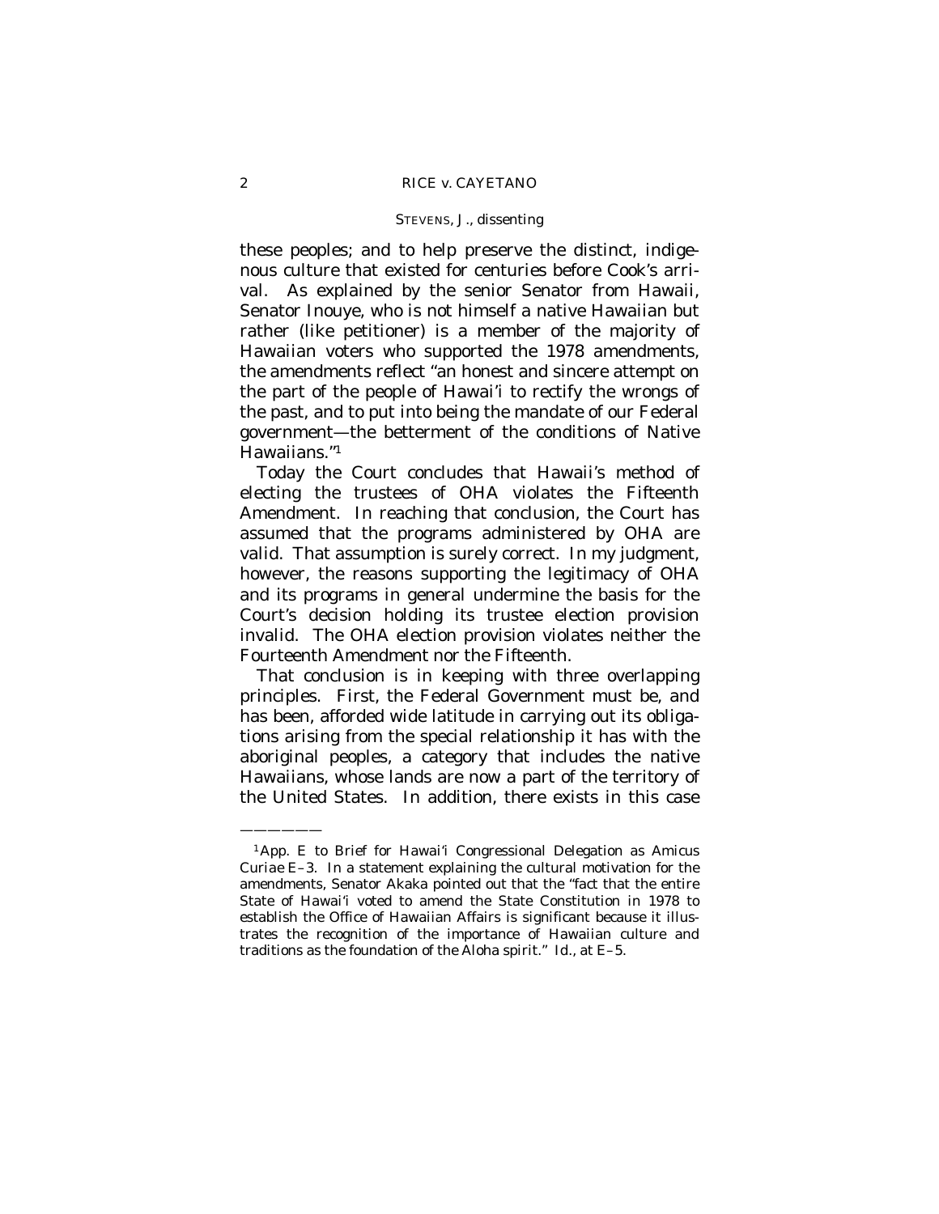these peoples; and to help preserve the distinct, indigenous culture that existed for centuries before Cook's arrival. As explained by the senior Senator from Hawaii, Senator Inouye, who is not himself a native Hawaiian but rather (like petitioner) is a member of the majority of Hawaiian voters who supported the 1978 amendments, the amendments reflect "an honest and sincere attempt on the part of the people of Hawai'i to rectify the wrongs of the past, and to put into being the mandate of our Federal government—the betterment of the conditions of Native Hawaiians."[1]

Today the Court concludes that Hawaii's method of electing the trustees of OHA violates the Fifteenth Amendment. In reaching that conclusion, the Court has assumed that the programs administered by OHA are valid. That assumption is surely correct. In my judgment, however, the reasons supporting the legitimacy of OHA and its programs in general undermine the basis for the Court's decision holding its trustee election provision invalid. The OHA election provision violates neither the Fourteenth Amendment nor the Fifteenth.

That conclusion is in keeping with three overlapping principles. First, the Federal Government must be, and has been, afforded wide latitude in carrying out its obligations arising from the special relationship it has with the aboriginal peoples, a category that includes the native Hawaiians, whose lands are now a part of the territory of the United States. In addition, there exists in this case

---

[1] App. E to Brief for Hawai'i Congressional Delegation as Amicus Curiae E–3. In a statement explaining the cultural motivation for the amendments, Senator Akaka pointed out that the "fact that the entire State of Hawai'i voted to amend the State Constitution in 1978 to establish the Office of Hawaiian Affairs is significant because it illustrates the recognition of the importance of Hawaiian culture and traditions as the foundation of the Aloha spirit." *Id.*, at E–5.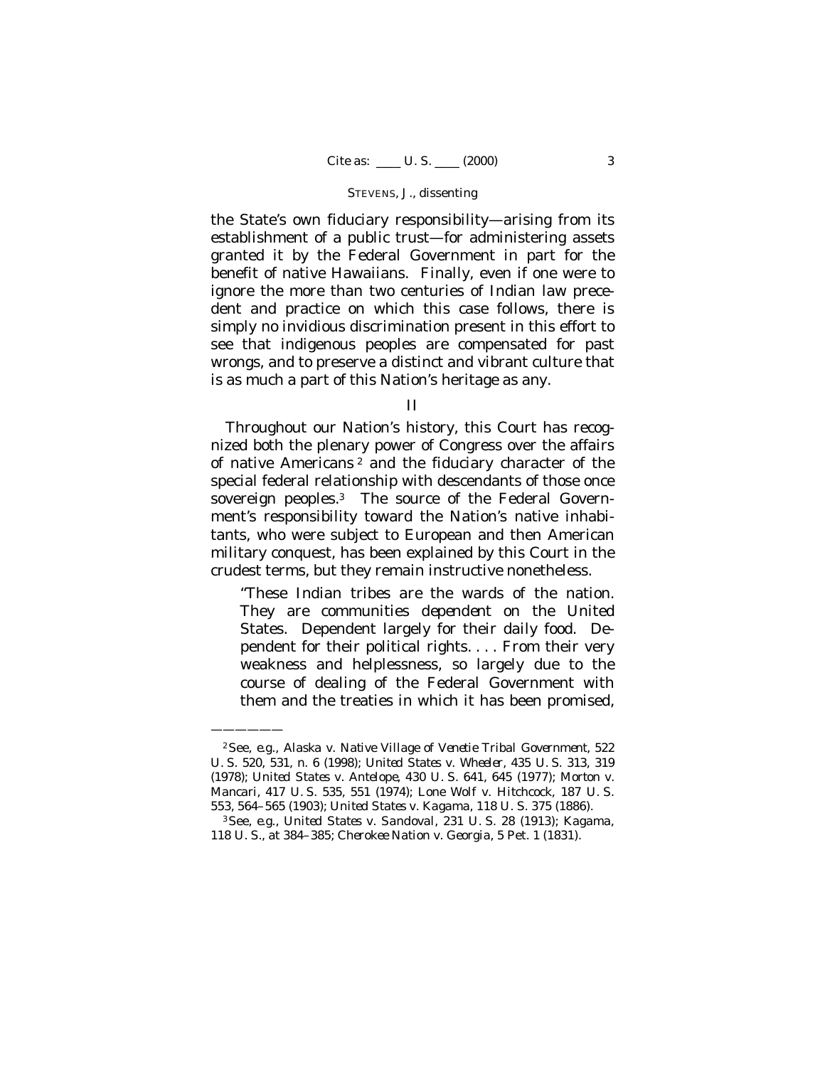the State's own fiduciary responsibility—arising from its establishment of a public trust—for administering assets granted it by the Federal Government in part for the benefit of native Hawaiians. Finally, even if one were to ignore the more than two centuries of Indian law precedent and practice on which this case follows, there is simply no invidious discrimination present in this effort to see that indigenous peoples are compensated for past wrongs, and to preserve a distinct and vibrant culture that is as much a part of this Nation's heritage as any.

## II

Throughout our Nation's history, this Court has recognized both the plenary power of Congress over the affairs of native Americans [2] and the fiduciary character of the special federal relationship with descendants of those once sovereign peoples.[3] The source of the Federal Government's responsibility toward the Nation's native inhabitants, who were subject to European and then American military conquest, has been explained by this Court in the crudest terms, but they remain instructive nonetheless.

> "These Indian tribes are the wards of the nation. They are communities *dependent* on the United States. Dependent largely for their daily food. Dependent for their political rights. . . . From their very weakness and helplessness, so largely due to the course of dealing of the Federal Government with them and the treaties in which it has been promised,

---

[2] See, *e.g.*, *Alaska* v. *Native Village of Venetie Tribal Government*, 522 U. S. 520, 531, n. 6 (1998); *United States* v. *Wheeler*, 435 U. S. 313, 319 (1978); *United States* v. *Antelope*, 430 U. S. 641, 645 (1977); *Morton* v. *Mancari*, 417 U. S. 535, 551 (1974); *Lone Wolf* v. *Hitchcock*, 187 U. S. 553, 564–565 (1903); *United States* v. *Kagama*, 118 U. S. 375 (1886).

[3] See, *e.g.*, *United States* v. *Sandoval*, 231 U. S. 28 (1913); *Kagama*, 118 U. S., at 384–385; *Cherokee Nation* v. *Georgia*, 5 Pet. 1 (1831).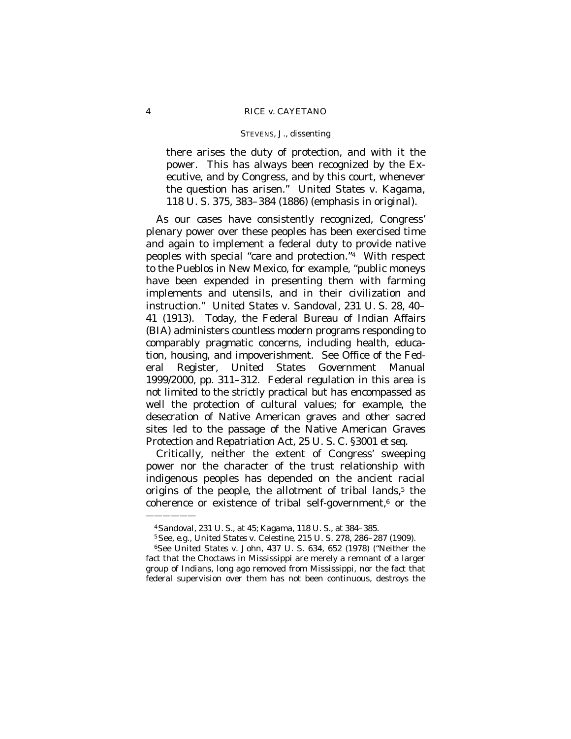> there arises the duty of protection, and with it the power. This has always been recognized by the Executive, and by Congress, and by this court, whenever the question has arisen." *United States* v. *Kagama*, 118 U. S. 375, 383–384 (1886) (emphasis in original).

As our cases have consistently recognized, Congress' plenary power over these peoples has been exercised time and again to implement a federal duty to provide native peoples with special "care and protection."[4] With respect to the Pueblos in New Mexico, for example, "public moneys have been expended in presenting them with farming implements and utensils, and in their civilization and instruction." *United States* v. *Sandoval*, 231 U. S. 28, 40–41 (1913). Today, the Federal Bureau of Indian Affairs (BIA) administers countless modern programs responding to comparably pragmatic concerns, including health, education, housing, and impoverishment. See Office of the Federal Register, United States Government Manual 1999/2000, pp. 311–312. Federal regulation in this area is not limited to the strictly practical but has encompassed as well the protection of cultural values; for example, the desecration of Native American graves and other sacred sites led to the passage of the Native American Graves Protection and Repatriation Act, 25 U. S. C. §3001 *et seq.*

Critically, neither the extent of Congress' sweeping power nor the character of the trust relationship with indigenous peoples has depended on the ancient racial origins of the people, the allotment of tribal lands,[5] the coherence or existence of tribal self-government,[6] or the

---

[4] *Sandoval*, 231 U. S., at 45; *Kagama*, 118 U. S., at 384–385.

[5] See, *e.g.*, *United States* v. *Celestine*, 215 U. S. 278, 286–287 (1909).

[6] See *United States* v. *John*, 437 U. S. 634, 652 (1978) ("Neither the fact that the Choctaws in Mississippi are merely a remnant of a larger group of Indians, long ago removed from Mississippi, nor the fact that federal supervision over them has not been continuous, destroys the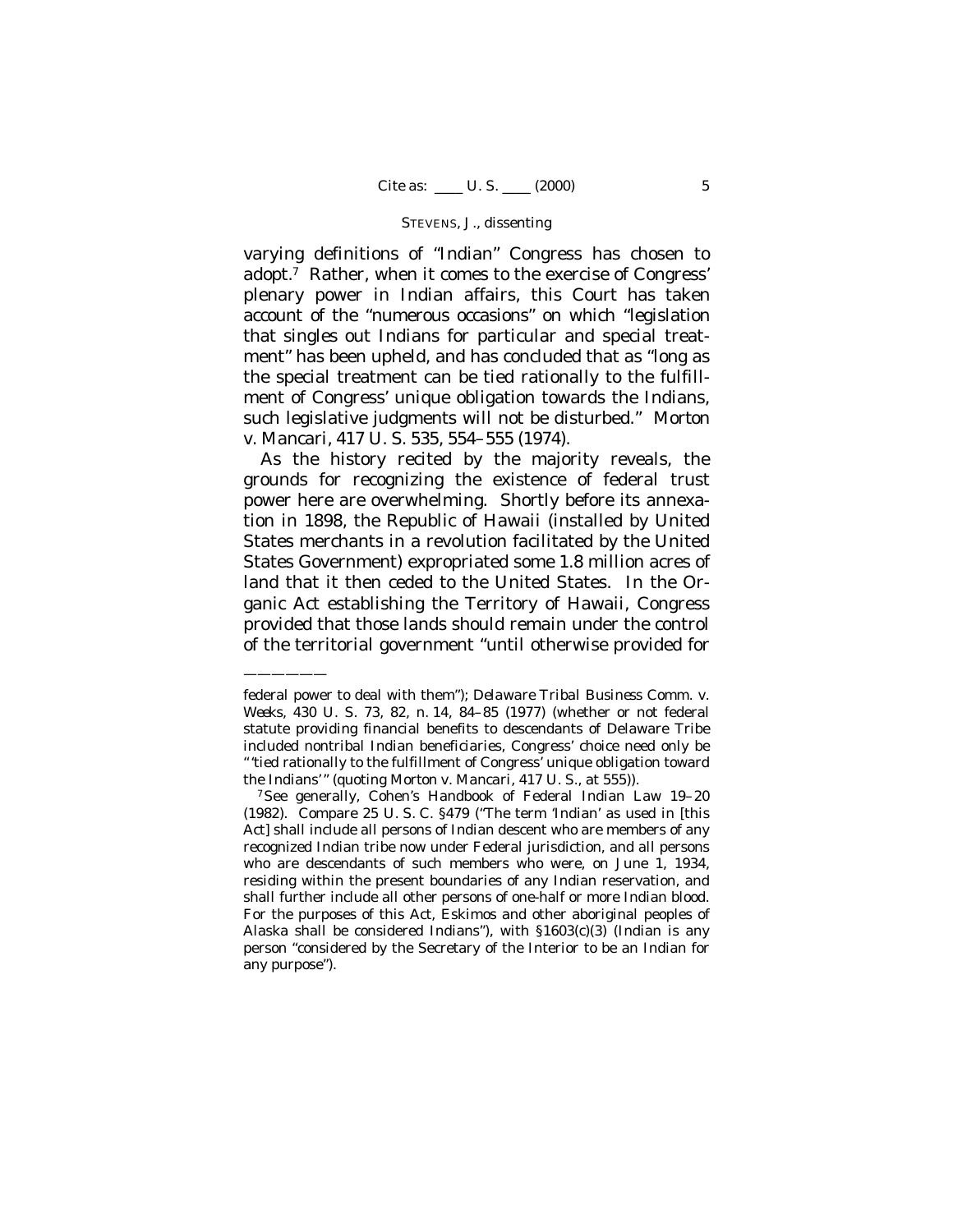varying definitions of "Indian" Congress has chosen to adopt.[7] Rather, when it comes to the exercise of Congress' plenary power in Indian affairs, this Court has taken account of the "numerous occasions" on which "legislation that singles out Indians for particular and special treatment" has been upheld, and has concluded that as "long as the special treatment can be tied rationally to the fulfillment of Congress' unique obligation towards the Indians, such legislative judgments will not be disturbed." *Morton* v. *Mancari*, 417 U. S. 535, 554–555 (1974).

As the history recited by the majority reveals, the grounds for recognizing the existence of federal trust power here are overwhelming. Shortly before its annexation in 1898, the Republic of Hawaii (installed by United States merchants in a revolution facilitated by the United States Government) expropriated some 1.8 million acres of land that it then ceded to the United States. In the Organic Act establishing the Territory of Hawaii, Congress provided that those lands should remain under the control of the territorial government "until otherwise provided for

——————

federal power to deal with them"); *Delaware Tribal Business Comm.* v. *Weeks*, 430 U. S. 73, 82, n. 14, 84–85 (1977) (whether or not federal statute providing financial benefits to descendants of Delaware Tribe included nontribal Indian beneficiaries, Congress' choice need only be " 'tied rationally to the fulfillment of Congress' unique obligation toward the Indians' " (quoting *Morton* v. *Mancari*, 417 U. S., at 555)).

[7] See generally, Cohen's Handbook of Federal Indian Law 19–20 (1982). Compare 25 U. S. C. §479 ("The term 'Indian' as used in [this Act] shall include all persons of Indian descent who are members of any recognized Indian tribe now under Federal jurisdiction, and all persons who are descendants of such members who were, on June 1, 1934, residing within the present boundaries of any Indian reservation, and shall further include all other persons of one-half or more Indian blood. For the purposes of this Act, Eskimos and other aboriginal peoples of Alaska shall be considered Indians"), with §1603(c)(3) (Indian is any person "considered by the Secretary of the Interior to be an Indian for any purpose").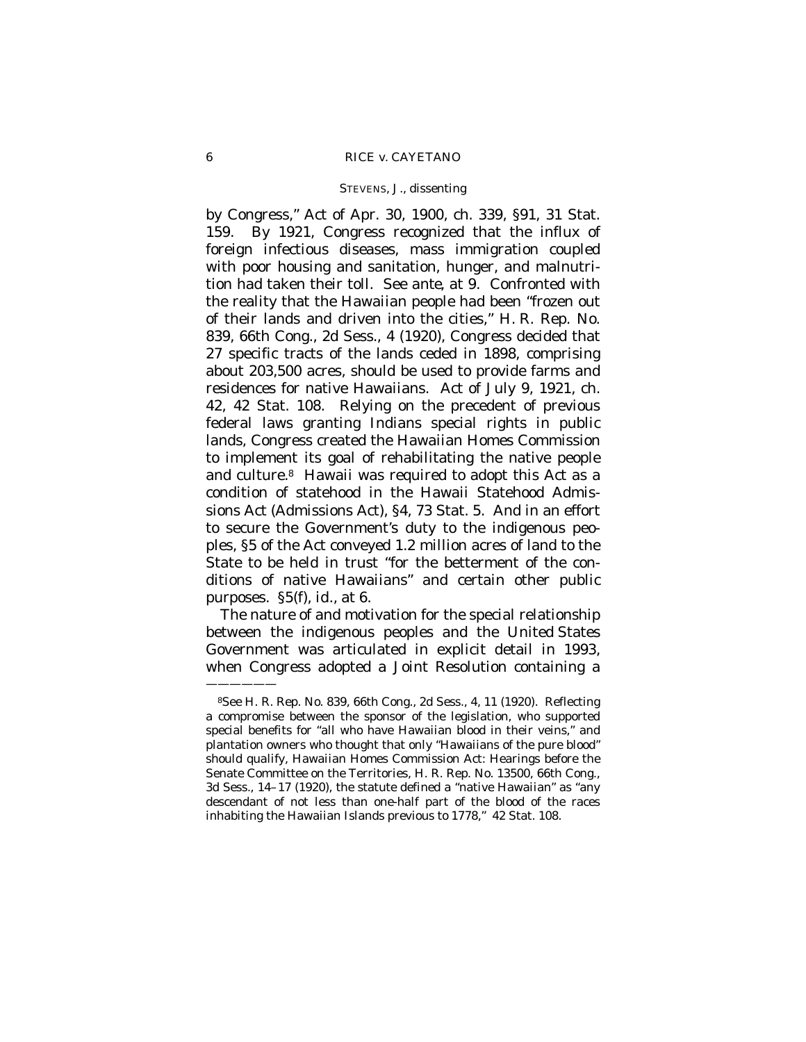by Congress," Act of Apr. 30, 1900, ch. 339, §91, 31 Stat. 159. By 1921, Congress recognized that the influx of foreign infectious diseases, mass immigration coupled with poor housing and sanitation, hunger, and malnutrition had taken their toll. See *ante*, at 9. Confronted with the reality that the Hawaiian people had been "frozen out of their lands and driven into the cities," H. R. Rep. No. 839, 66th Cong., 2d Sess., 4 (1920), Congress decided that 27 specific tracts of the lands ceded in 1898, comprising about 203,500 acres, should be used to provide farms and residences for native Hawaiians. Act of July 9, 1921, ch. 42, 42 Stat. 108. Relying on the precedent of previous federal laws granting Indians special rights in public lands, Congress created the Hawaiian Homes Commission to implement its goal of rehabilitating the native people and culture.[8] Hawaii was required to adopt this Act as a condition of statehood in the Hawaii Statehood Admissions Act (Admissions Act), §4, 73 Stat. 5. And in an effort to secure the Government's duty to the indigenous peoples, §5 of the Act conveyed 1.2 million acres of land to the State to be held in trust "for the betterment of the conditions of native Hawaiians" and certain other public purposes. §5(f), *id.*, at 6.

The nature of and motivation for the special relationship between the indigenous peoples and the United States Government was articulated in explicit detail in 1993, when Congress adopted a Joint Resolution containing a

———————

[8] See H. R. Rep. No. 839, 66th Cong., 2d Sess., 4, 11 (1920). Reflecting a compromise between the sponsor of the legislation, who supported special benefits for "all who have Hawaiian blood in their veins," and plantation owners who thought that only "Hawaiians of the pure blood" should qualify, Hawaiian Homes Commission Act: Hearings before the Senate Committee on the Territories, H. R. Rep. No. 13500, 66th Cong., 3d Sess., 14–17 (1920), the statute defined a "native Hawaiian" as "any descendant of not less than one-half part of the blood of the races inhabiting the Hawaiian Islands previous to 1778," 42 Stat. 108.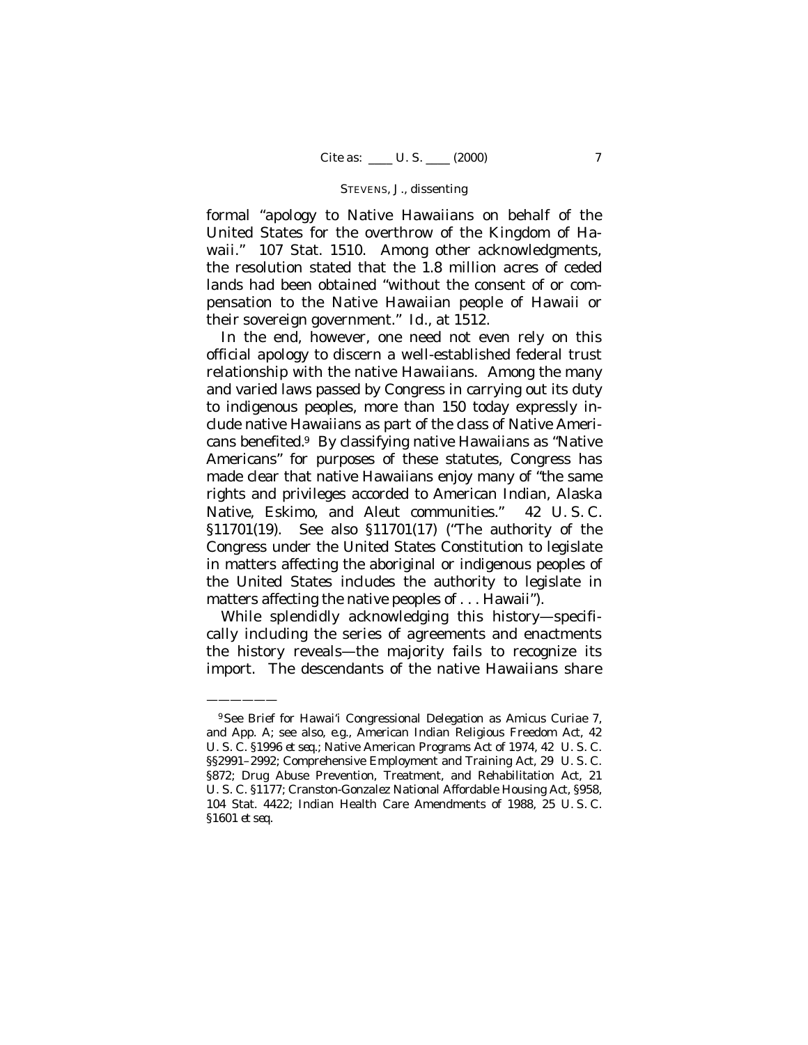formal "apology to Native Hawaiians on behalf of the United States for the overthrow of the Kingdom of Hawaii." 107 Stat. 1510. Among other acknowledgments, the resolution stated that the 1.8 million acres of ceded lands had been obtained "without the consent of or compensation to the Native Hawaiian people of Hawaii or their sovereign government." *Id.*, at 1512.

In the end, however, one need not even rely on this official apology to discern a well-established federal trust relationship with the native Hawaiians. Among the many and varied laws passed by Congress in carrying out its duty to indigenous peoples, more than 150 today expressly include native Hawaiians as part of the class of Native Americans benefited.[9] By classifying native Hawaiians as "Native Americans" for purposes of these statutes, Congress has made clear that native Hawaiians enjoy many of "the same rights and privileges accorded to American Indian, Alaska Native, Eskimo, and Aleut communities." 42 U. S. C. §11701(19). See also §11701(17) ("The authority of the Congress under the United States Constitution to legislate in matters affecting the aboriginal or indigenous peoples of the United States includes the authority to legislate in matters affecting the native peoples of . . . Hawaii").

While splendidly acknowledging this history—specifically including the series of agreements and enactments the history reveals—the majority fails to recognize its import. The descendants of the native Hawaiians share

---

[9] See Brief for Hawai'i Congressional Delegation as Amicus Curiae 7, and App. A; see also, *e.g.*, American Indian Religious Freedom Act, 42 U. S. C. §1996 *et seq.*; Native American Programs Act of 1974, 42 U. S. C. §§2991–2992; Comprehensive Employment and Training Act, 29 U. S. C. §872; Drug Abuse Prevention, Treatment, and Rehabilitation Act, 21 U. S. C. §1177; Cranston-Gonzalez National Affordable Housing Act, §958, 104 Stat. 4422; Indian Health Care Amendments of 1988, 25 U. S. C. §1601 *et seq.*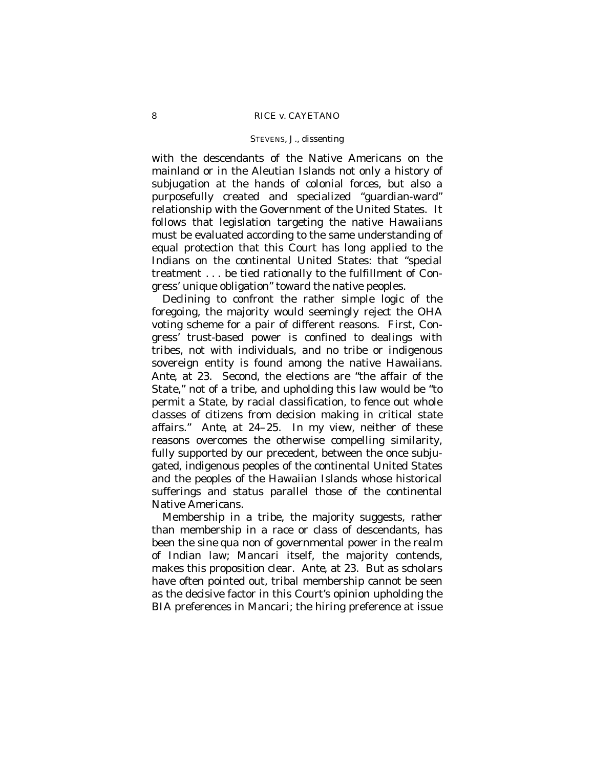with the descendants of the Native Americans on the mainland or in the Aleutian Islands not only a history of subjugation at the hands of colonial forces, but also a purposefully created and specialized "guardian-ward" relationship with the Government of the United States. It follows that legislation targeting the native Hawaiians must be evaluated according to the same understanding of equal protection that this Court has long applied to the Indians on the continental United States: that "special treatment . . . be tied rationally to the fulfillment of Congress' unique obligation" toward the native peoples.

Declining to confront the rather simple logic of the foregoing, the majority would seemingly reject the OHA voting scheme for a pair of different reasons. First, Congress' trust-based power is confined to dealings with tribes, not with individuals, and no tribe or indigenous sovereign entity is found among the native Hawaiians. *Ante,* at 23. Second, the elections are "the affair of the State," not of a tribe, and upholding this law would be "to permit a State, by racial classification, to fence out whole classes of citizens from decision making in critical state affairs." *Ante,* at 24–25. In my view, neither of these reasons overcomes the otherwise compelling similarity, fully supported by our precedent, between the once subjugated, indigenous peoples of the continental United States and the peoples of the Hawaiian Islands whose historical sufferings and status parallel those of the continental Native Americans.

Membership in a tribe, the majority suggests, rather than membership in a race or class of descendants, has been the sine qua non of governmental power in the realm of Indian law; *Mancari* itself, the majority contends, makes this proposition clear. *Ante,* at 23. But as scholars have often pointed out, tribal membership cannot be seen as the decisive factor in this Court's opinion upholding the BIA preferences in *Mancari*; the hiring preference at issue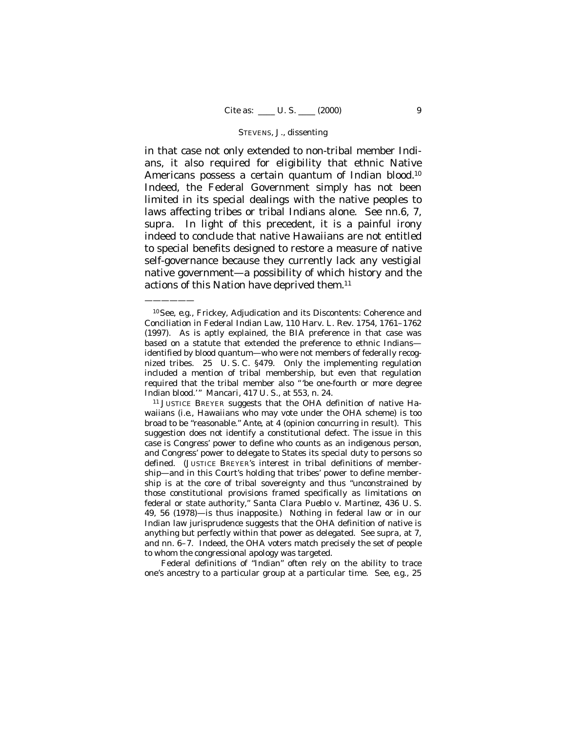in that case not only extended to non-tribal member Indians, it also required for eligibility that ethnic Native Americans possess a certain quantum of Indian blood.[10] Indeed, the Federal Government simply has not been limited in its special dealings with the native peoples to laws affecting tribes or tribal Indians alone. See nn.6, 7, *supra*. In light of this precedent, it is a painful irony indeed to conclude that native Hawaiians are not entitled to special benefits designed to restore a measure of native self-governance because they currently lack any vestigial native government—a possibility of which history and the actions of this Nation have deprived them.[11]

---

[10] See, *e.g.*, Frickey, Adjudication and its Discontents: Coherence and Conciliation in Federal Indian Law, 110 Harv. L. Rev. 1754, 1761–1762 (1997). As is aptly explained, the BIA preference in that case was based on a statute that extended the preference to ethnic Indians—identified by blood quantum—who were not members of federally recognized tribes. 25 U. S. C. §479. Only the implementing regulation included a mention of tribal membership, but even that regulation required that the tribal member also "'be one-fourth or more degree Indian blood.'" *Mancari*, 417 U. S., at 553, n. 24.

[11] JUSTICE BREYER suggests that the OHA definition of native Hawaiians (*i.e.*, Hawaiians who may vote under the OHA scheme) is too broad to be "reasonable." *Ante*, at 4 (opinion concurring in result). This suggestion does not identify a constitutional defect. The issue in this case is Congress' power to define who counts as an indigenous person, and Congress' power to delegate to States its special duty to persons so defined. (JUSTICE BREYER's interest in tribal definitions of membership—and in this Court's holding that tribes' power to define membership is at the core of tribal sovereignty and thus "unconstrained by those constitutional provisions framed specifically as limitations on federal or state authority," *Santa Clara Pueblo* v. *Martinez*, 436 U. S. 49, 56 (1978)—is thus inapposite.) Nothing in federal law or in our Indian law jurisprudence suggests that the OHA definition of native is anything but perfectly within that power as delegated. See *supra*, at 7, and nn. 6–7. Indeed, the OHA voters match precisely the set of people to whom the congressional apology was targeted.

Federal definitions of "Indian" often rely on the ability to trace one's ancestry to a particular group at a particular time. See, *e.g.*, 25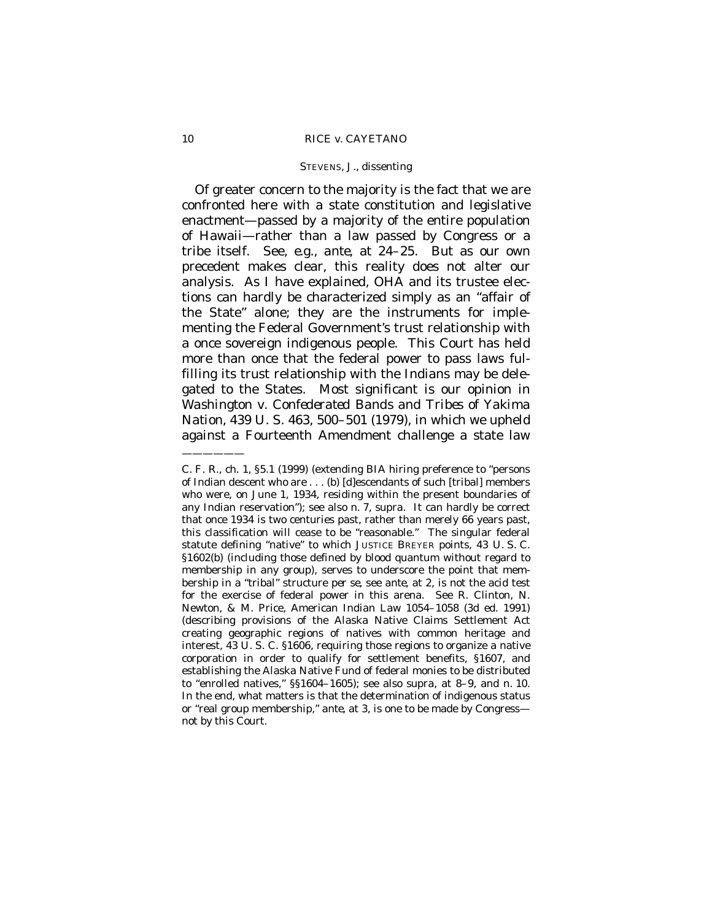Of greater concern to the majority is the fact that we are confronted here with a state constitution and legislative enactment—passed by a majority of the entire population of Hawaii—rather than a law passed by Congress or a tribe itself. See, *e.g.*, *ante*, at 24–25. But as our own precedent makes clear, this reality does not alter our analysis. As I have explained, OHA and its trustee elections can hardly be characterized simply as an "affair of the State" alone; they are the instruments for implementing the Federal Government's trust relationship with a once sovereign indigenous people. This Court has held more than once that the federal power to pass laws fulfilling its trust relationship with the Indians may be delegated to the States. Most significant is our opinion in *Washington* v. *Confederated Bands and Tribes of Yakima Nation*, 439 U. S. 463, 500–501 (1979), in which we upheld against a Fourteenth Amendment challenge a state law

———————

C. F. R., ch. 1, §5.1 (1999) (extending BIA hiring preference to "persons of Indian descent who are . . . (b) [d]escendants of such [tribal] members who were, on June 1, 1934, residing within the present boundaries of any Indian reservation"); see also n. 7, *supra*. It can hardly be correct that once 1934 is two centuries past, rather than merely 66 years past, this classification will cease to be "reasonable." The singular federal statute defining "native" to which JUSTICE BREYER points, 43 U. S. C. §1602(b) (including those defined by blood quantum without regard to membership in any group), serves to underscore the point that membership in a "tribal" structure *per se*, see *ante*, at 2, is not the acid test for the exercise of federal power in this arena. See R. Clinton, N. Newton, & M. Price, American Indian Law 1054–1058 (3d ed. 1991) (describing provisions of the Alaska Native Claims Settlement Act creating geographic regions of natives with common heritage and interest, 43 U. S. C. §1606, requiring those regions to organize a native corporation in order to qualify for settlement benefits, §1607, and establishing the Alaska Native Fund of federal monies to be distributed to "enrolled natives," §§1604–1605); see also *supra*, at 8–9, and n. 10. In the end, what matters is that the determination of indigenous status or "real group membership," *ante*, at 3, is one to be made by Congress—not by this Court.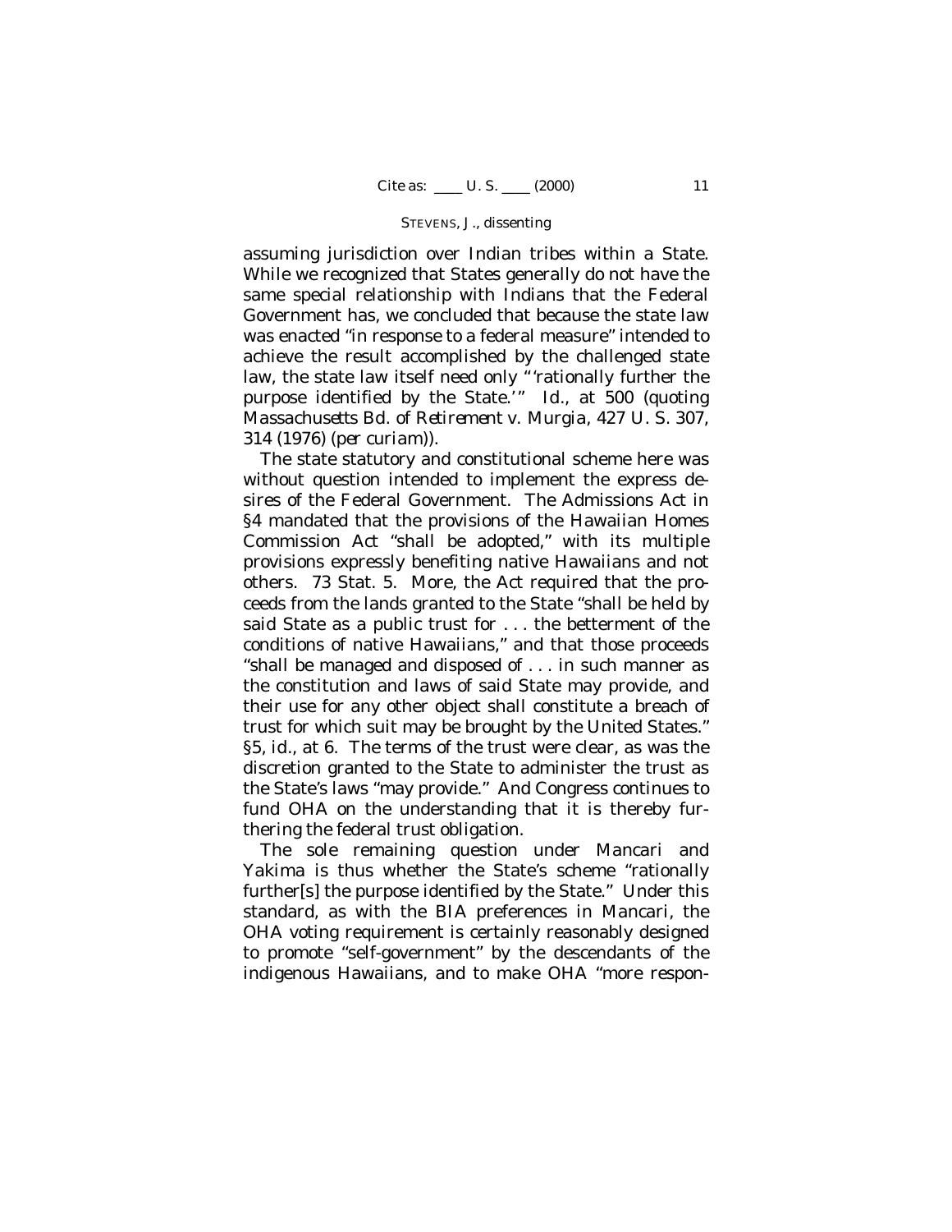assuming jurisdiction over Indian tribes within a State. While we recognized that States generally do not have the same special relationship with Indians that the Federal Government has, we concluded that because the state law was enacted "in response to a federal measure" intended to achieve the result accomplished by the challenged state law, the state law itself need only " 'rationally further the purpose identified by the State.' " *Id.*, at 500 (quoting *Massachusetts Bd. of Retirement* v. *Murgia*, 427 U. S. 307, 314 (1976) (*per curiam*)).

The state statutory and constitutional scheme here was without question intended to implement the express desires of the Federal Government. The Admissions Act in §4 mandated that the provisions of the Hawaiian Homes Commission Act "shall be adopted," with its multiple provisions expressly benefiting native Hawaiians and not others. 73 Stat. 5. More, the Act required that the proceeds from the lands granted to the State "shall be held by said State as a public trust for . . . the betterment of the conditions of native Hawaiians," and that those proceeds "shall be managed and disposed of . . . in such manner as the constitution and laws of said State may provide, and their use for any other object shall constitute a breach of trust for which suit may be brought by the United States." §5, *id.*, at 6. The terms of the trust were clear, as was the discretion granted to the State to administer the trust as the State's laws "may provide." And Congress continues to fund OHA on the understanding that it is thereby furthering the federal trust obligation.

The sole remaining question under *Mancari* and *Yakima* is thus whether the State's scheme "rationally further[s] the purpose identified by the State." Under this standard, as with the BIA preferences in *Mancari*, the OHA voting requirement is certainly reasonably designed to promote "self-government" by the descendants of the indigenous Hawaiians, and to make OHA "more respon-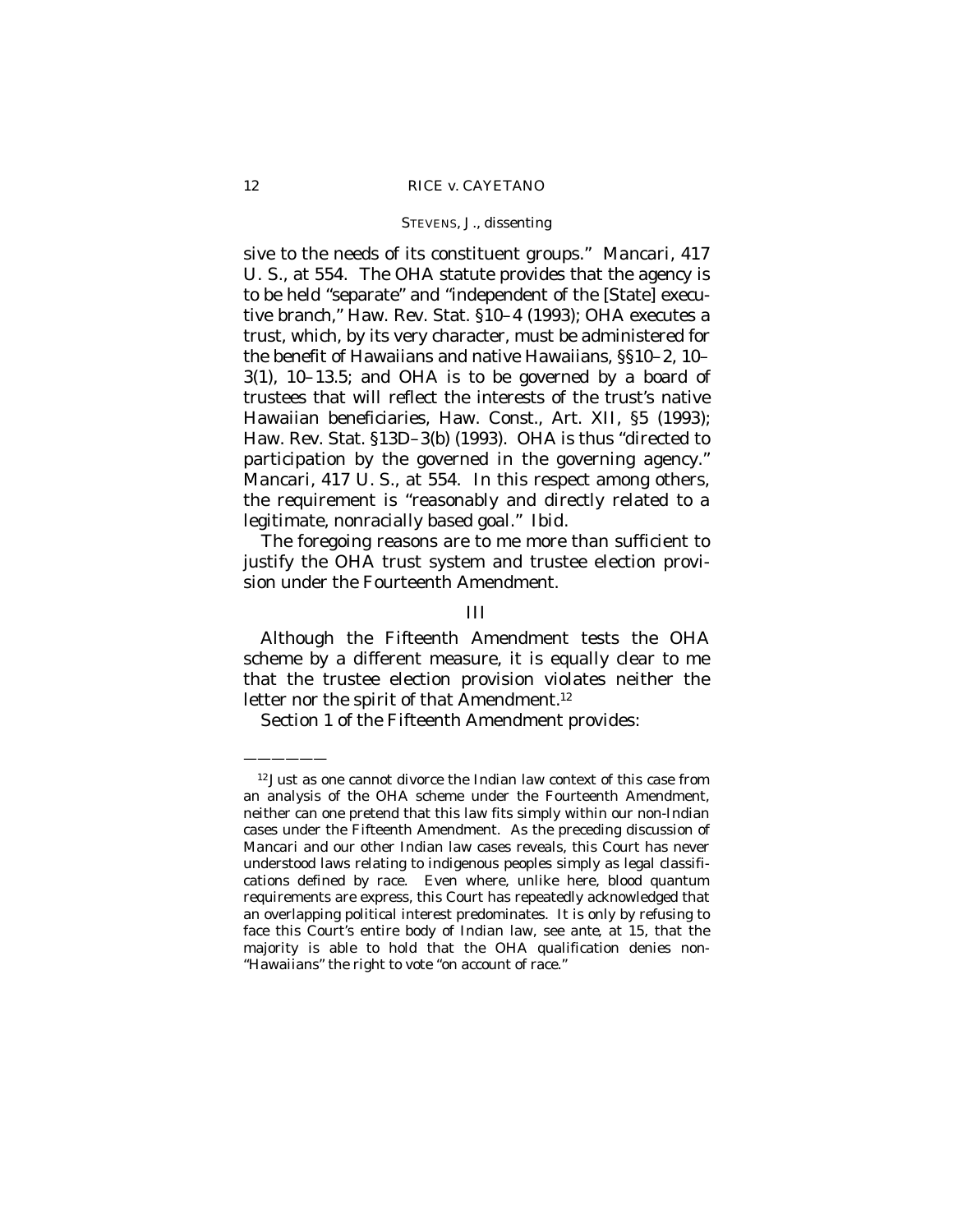sive to the needs of its constituent groups." *Mancari*, 417 U. S., at 554. The OHA statute provides that the agency is to be held "separate" and "independent of the [State] executive branch," Haw. Rev. Stat. §10–4 (1993); OHA executes a trust, which, by its very character, must be administered for the benefit of Hawaiians and native Hawaiians, §§10–2, 10–3(1), 10–13.5; and OHA is to be governed by a board of trustees that will reflect the interests of the trust's native Hawaiian beneficiaries, Haw. Const., Art. XII, §5 (1993); Haw. Rev. Stat. §13D–3(b) (1993). OHA is thus "directed to participation by the governed in the governing agency." *Mancari*, 417 U. S., at 554. In this respect among others, the requirement is "reasonably and directly related to a legitimate, nonracially based goal." *Ibid.*

The foregoing reasons are to me more than sufficient to justify the OHA trust system and trustee election provision under the Fourteenth Amendment.

## III

Although the Fifteenth Amendment tests the OHA scheme by a different measure, it is equally clear to me that the trustee election provision violates neither the letter nor the spirit of that Amendment.[12]

Section 1 of the Fifteenth Amendment provides:

---

[12] Just as one cannot divorce the Indian law context of this case from an analysis of the OHA scheme under the Fourteenth Amendment, neither can one pretend that this law fits simply within our non-Indian cases under the Fifteenth Amendment. As the preceding discussion of *Mancari* and our other Indian law cases reveals, this Court has never understood laws relating to indigenous peoples simply as legal classifications defined by race. Even where, unlike here, blood quantum requirements are express, this Court has repeatedly acknowledged that an overlapping political interest predominates. It is only by refusing to face this Court's entire body of Indian law, see *ante*, at 15, that the majority is able to hold that the OHA qualification denies non-"Hawaiians" the right to vote "on account of race."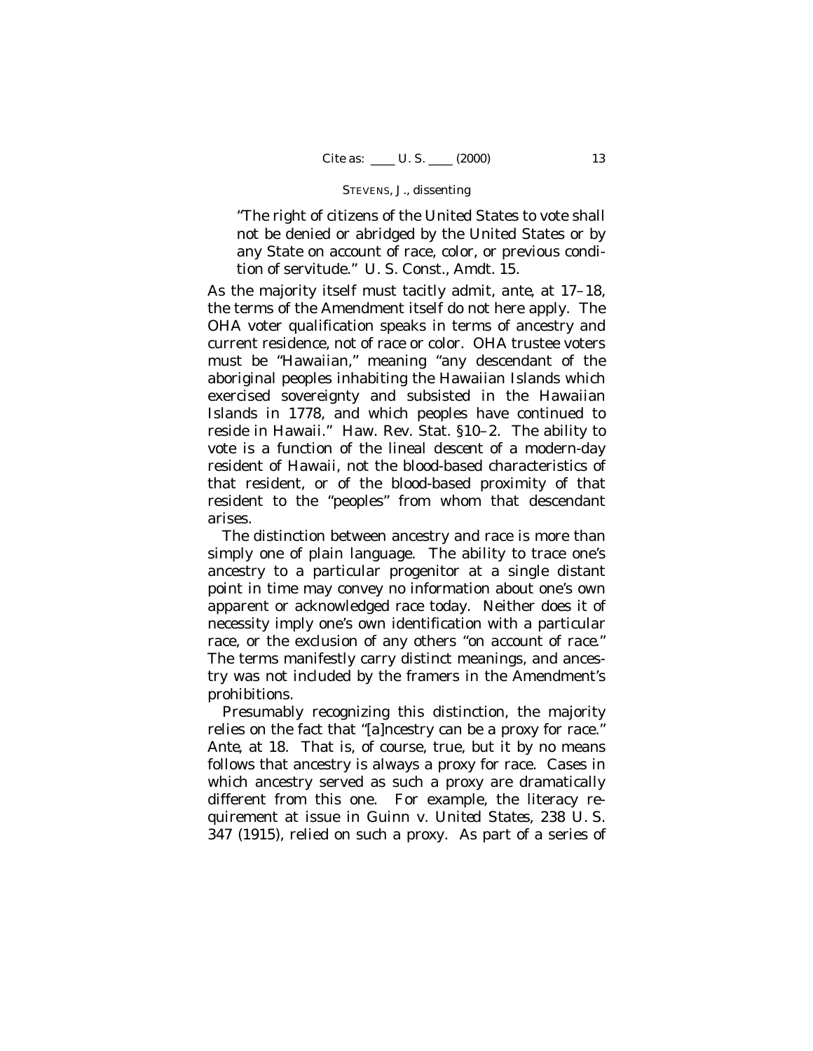> "The right of citizens of the United States to vote shall not be denied or abridged by the United States or by any State on account of race, color, or previous condition of servitude." U. S. Const., Amdt. 15.

As the majority itself must tacitly admit, *ante*, at 17–18, the terms of the Amendment itself do not here apply. The OHA voter qualification speaks in terms of ancestry and current residence, not of race or color. OHA trustee voters must be "Hawaiian," meaning "any descendant of the aboriginal peoples inhabiting the Hawaiian Islands which exercised sovereignty and subsisted in the Hawaiian Islands in 1778, and which peoples have continued to reside in Hawaii." Haw. Rev. Stat. §10–2. The ability to vote is a function of the lineal *descent* of a modern-day resident of Hawaii, not the blood-based characteristics of that resident, or of the blood-based proximity of that resident to the "peoples" from whom that descendant arises.

The distinction between ancestry and race is more than simply one of plain language. The ability to trace one's ancestry to a particular progenitor at a single distant point in time may convey no information about one's own apparent or acknowledged race today. Neither does it of necessity imply one's own identification with a particular race, or the exclusion of any others "on account of race." The terms manifestly carry distinct meanings, and ancestry was not included by the framers in the Amendment's prohibitions.

Presumably recognizing this distinction, the majority relies on the fact that "[a]ncestry can be a proxy for race." *Ante*, at 18. That is, of course, true, but it by no means follows that ancestry is always a proxy for race. Cases in which ancestry served as such a proxy are dramatically different from this one. For example, the literacy requirement at issue in *Guinn* v. *United States*, 238 U. S. 347 (1915), relied on such a proxy. As part of a series of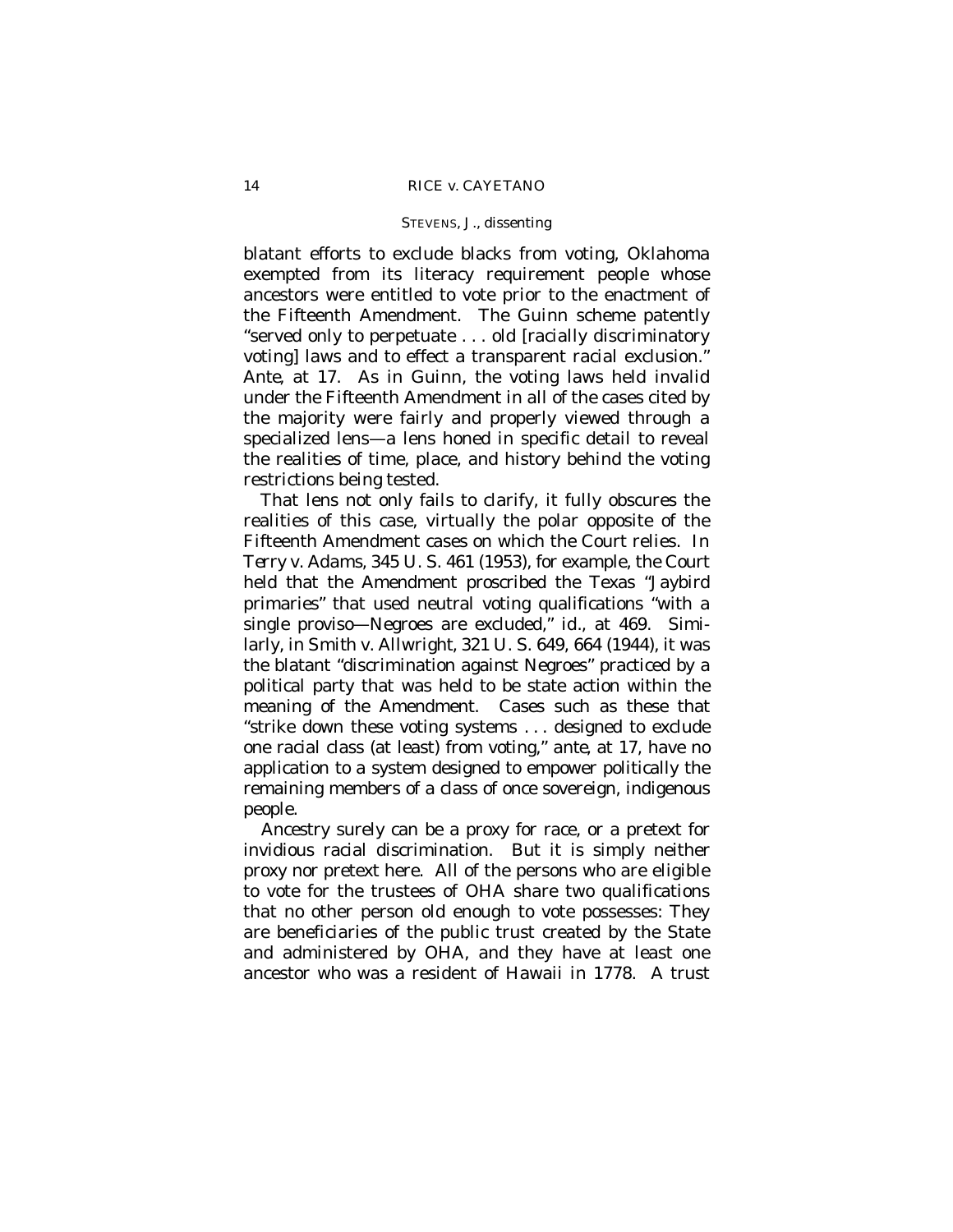blatant efforts to exclude blacks from voting, Oklahoma exempted from its literacy requirement people whose ancestors were entitled to vote prior to the enactment of the Fifteenth Amendment. The *Guinn* scheme patently "served only to perpetuate . . . old [racially discriminatory voting] laws and to effect a transparent racial exclusion." *Ante*, at 17. As in *Guinn*, the voting laws held invalid under the Fifteenth Amendment in all of the cases cited by the majority were fairly and properly viewed through a specialized lens—a lens honed in specific detail to reveal the realities of time, place, and history behind the voting restrictions being tested.

That lens not only fails to clarify, it fully obscures the realities of this case, virtually the polar opposite of the Fifteenth Amendment cases on which the Court relies. In *Terry* v. *Adams*, 345 U. S. 461 (1953), for example, the Court held that the Amendment proscribed the Texas "Jaybird primaries" that used neutral voting qualifications "with a single proviso—Negroes are excluded," *id.*, at 469. Similarly, in *Smith* v. *Allwright*, 321 U. S. 649, 664 (1944), it was the blatant "discrimination against Negroes" practiced by a political party that was held to be state action within the meaning of the Amendment. Cases such as these that "strike down these voting systems . . . designed to exclude one racial class (at least) from voting," *ante*, at 17, have no application to a system designed to empower politically the remaining members of a class of once sovereign, indigenous people.

Ancestry surely can be a proxy for race, or a pretext for invidious racial discrimination. But it is simply neither proxy nor pretext here. All of the persons who are eligible to vote for the trustees of OHA share two qualifications that no other person old enough to vote possesses: They are beneficiaries of the public trust created by the State and administered by OHA, and they have at least one ancestor who was a resident of Hawaii in 1778. A trust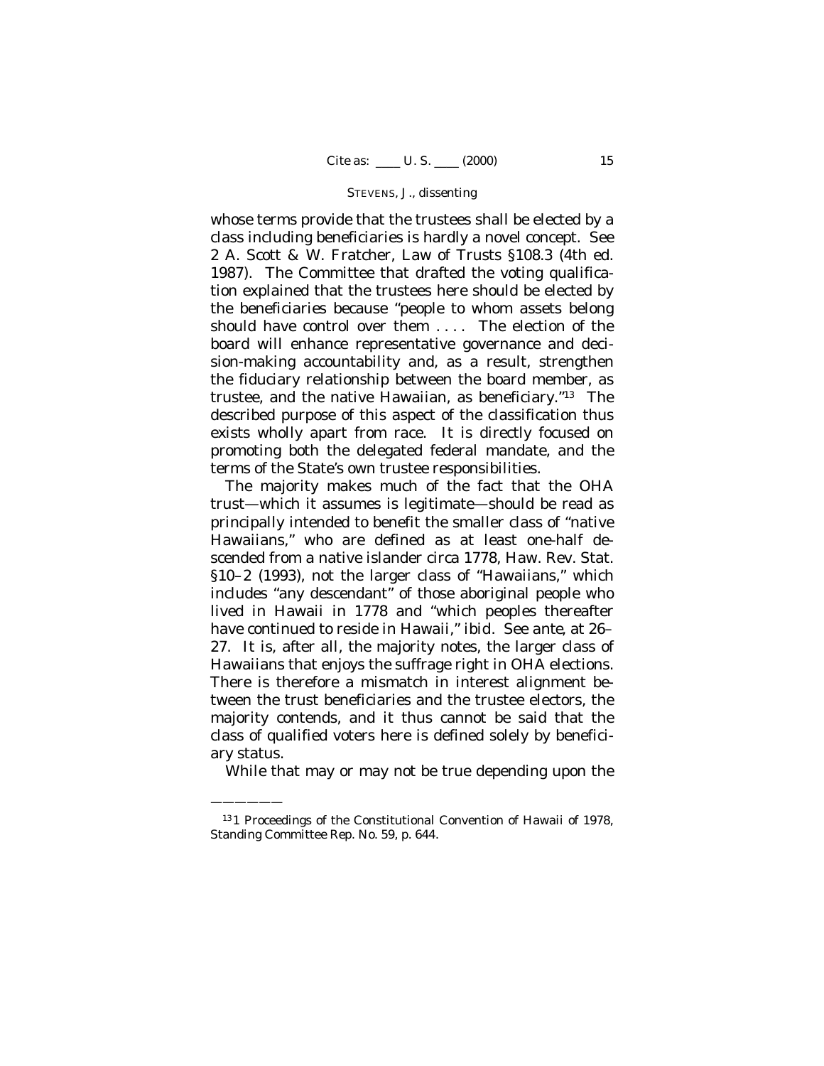whose terms provide that the trustees shall be elected by a class including beneficiaries is hardly a novel concept. See 2 A. Scott & W. Fratcher, Law of Trusts §108.3 (4th ed. 1987). The Committee that drafted the voting qualification explained that the trustees here should be elected by the beneficiaries because "people to whom assets belong should have control over them . . . . The election of the board will enhance representative governance and decision-making accountability and, as a result, strengthen the fiduciary relationship between the board member, as trustee, and the native Hawaiian, as beneficiary."[13] The described purpose of this aspect of the classification thus exists wholly apart from race. It is directly focused on promoting both the delegated federal mandate, and the terms of the State's own trustee responsibilities.

The majority makes much of the fact that the OHA trust—which it assumes is legitimate—should be read as principally intended to benefit the smaller class of "native Hawaiians," who are defined as at least one-half descended from a native islander circa 1778, Haw. Rev. Stat. §10–2 (1993), not the larger class of "Hawaiians," which includes "any descendant" of those aboriginal people who lived in Hawaii in 1778 and "which peoples thereafter have continued to reside in Hawaii," *ibid.* See *ante,* at 26–27. It is, after all, the majority notes, the larger class of Hawaiians that enjoys the suffrage right in OHA elections. There is therefore a mismatch in interest alignment between the trust beneficiaries and the trustee electors, the majority contends, and it thus cannot be said that the class of qualified voters here is defined solely by beneficiary status.

While that may or may not be true depending upon the

---

[13] 1 Proceedings of the Constitutional Convention of Hawaii of 1978, Standing Committee Rep. No. 59, p. 644.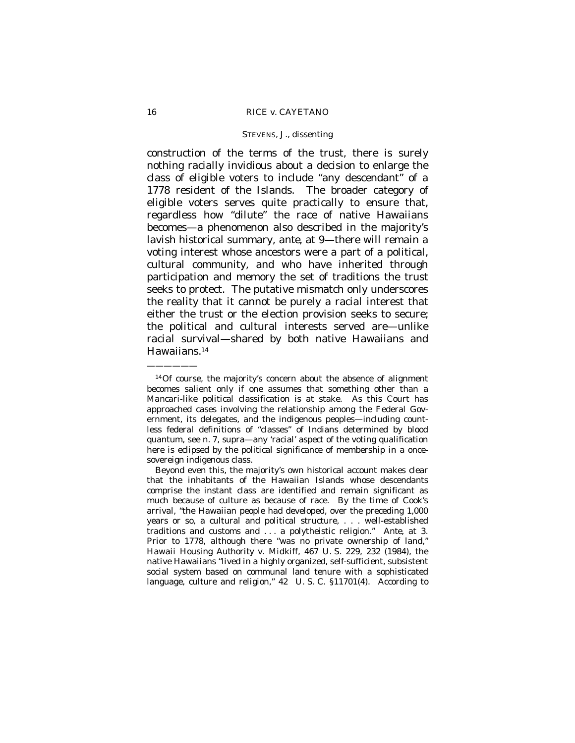construction of the terms of the trust, there is surely nothing racially invidious about a decision to enlarge the class of eligible voters to include "any descendant" of a 1778 resident of the Islands. The broader category of eligible voters serves quite practically to ensure that, regardless how "dilute" the race of native Hawaiians becomes—a phenomenon also described in the majority's lavish historical summary, *ante*, at 9—there will remain a voting interest whose ancestors were a part of a political, cultural community, and who have inherited through participation and memory the set of traditions the trust seeks to protect. The putative mismatch only underscores the reality that it cannot be purely a racial interest that either the trust or the election provision seeks to secure; the political and cultural interests served are—unlike racial survival—shared by both native Hawaiians and Hawaiians.[14]

———————

[14] Of course, the majority's concern about the absence of alignment becomes salient only if one assumes that something other than a *Mancari*-like political classification is at stake. As this Court has approached cases involving the relationship among the Federal Government, its delegates, and the indigenous peoples—including countless federal definitions of "classes" of Indians determined by blood quantum, see n. 7, *supra*—any 'racial' aspect of the voting qualification here is eclipsed by the political significance of membership in a once-sovereign indigenous class.

Beyond even this, the majority's own historical account makes clear that the inhabitants of the Hawaiian Islands whose descendants comprise the instant class are identified and remain significant as much because of culture as because of race. By the time of Cook's arrival, "the Hawaiian people had developed, over the preceding 1,000 years or so, a cultural and political structure, . . . well-established traditions and customs and . . . a polytheistic religion." *Ante*, at 3. Prior to 1778, although there "was no private ownership of land," *Hawaii Housing Authority* v. *Midkiff*, 467 U. S. 229, 232 (1984), the native Hawaiians "lived in a highly organized, self-sufficient, subsistent social system based on communal land tenure with a sophisticated language, culture and religion," 42 U. S. C. §11701(4). According to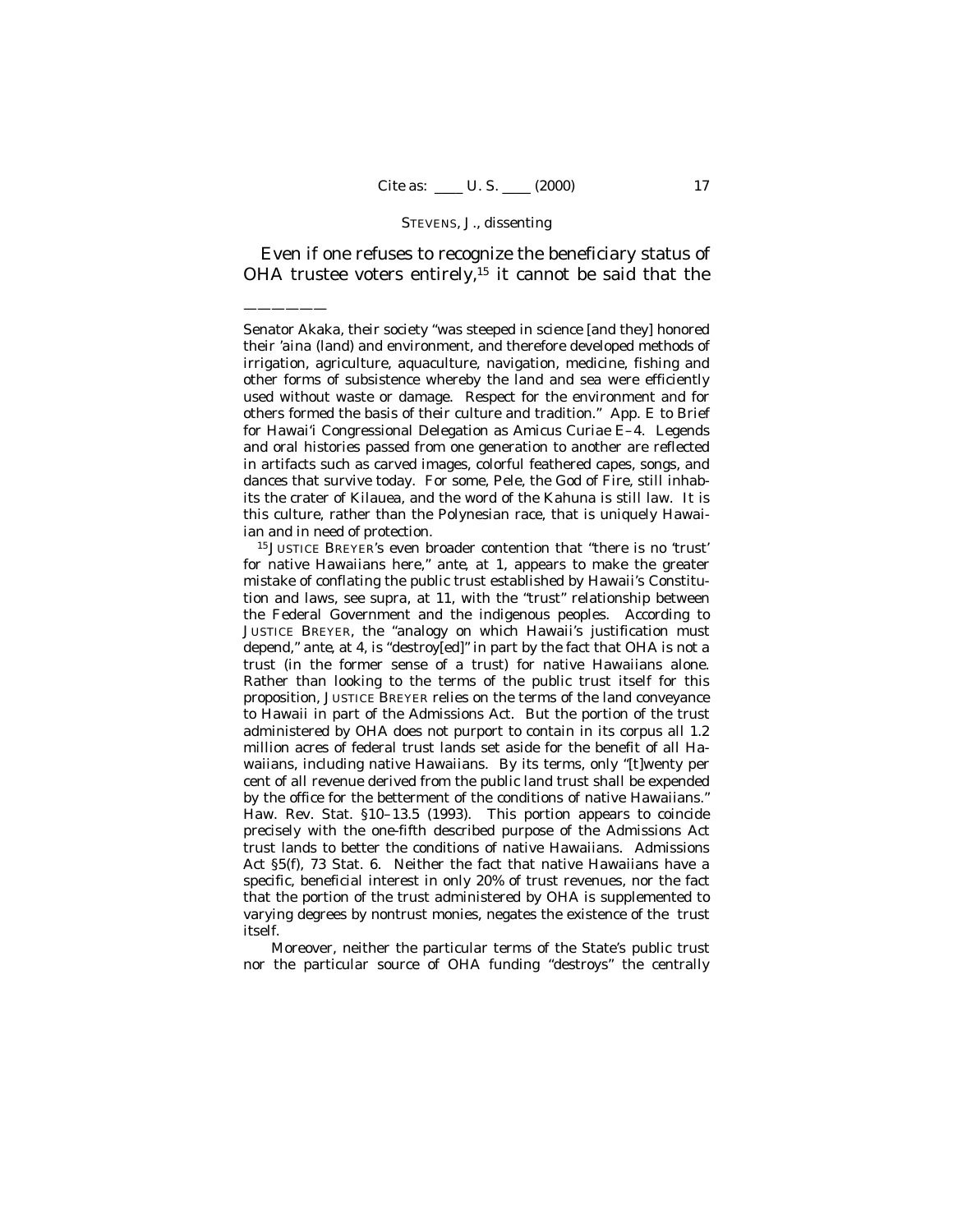Even if one refuses to recognize the beneficiary status of OHA trustee voters entirely,[15] it cannot be said that the

———————

Senator Akaka, their society "was steeped in science [and they] honored their 'aina (land) and environment, and therefore developed methods of irrigation, agriculture, aquaculture, navigation, medicine, fishing and other forms of subsistence whereby the land and sea were efficiently used without waste or damage. Respect for the environment and for others formed the basis of their culture and tradition." App. E to Brief for Hawai'i Congressional Delegation as Amicus Curiae E–4. Legends and oral histories passed from one generation to another are reflected in artifacts such as carved images, colorful feathered capes, songs, and dances that survive today. For some, Pele, the God of Fire, still inhabits the crater of Kilauea, and the word of the Kahuna is still law. It is this culture, rather than the Polynesian race, that is uniquely Hawaiian and in need of protection.

[15] JUSTICE BREYER's even broader contention that "there is no 'trust' for native Hawaiians here," *ante*, at 1, appears to make the greater mistake of conflating the public trust established by Hawaii's Constitution and laws, see *supra*, at 11, with the "trust" relationship between the Federal Government and the indigenous peoples. According to JUSTICE BREYER, the "analogy on which Hawaii's justification must depend," *ante*, at 4, is "destroy[ed]" in part by the fact that OHA is not a trust (in the former sense of a trust) for native Hawaiians alone. Rather than looking to the terms of the public trust itself for this proposition, JUSTICE BREYER relies on the terms of the land conveyance to Hawaii in part of the Admissions Act. But the portion of the trust administered by OHA does not purport to contain in its corpus all 1.2 million acres of federal trust lands set aside for the benefit of all Hawaiians, including native Hawaiians. By its terms, only "[t]wenty per cent of all revenue derived from the public land trust shall be expended by the office for the betterment of the conditions of native Hawaiians." Haw. Rev. Stat. §10–13.5 (1993). This portion appears to coincide precisely with the one-fifth described purpose of the Admissions Act trust lands to better the conditions of native Hawaiians. Admissions Act §5(f), 73 Stat. 6. Neither the fact that native Hawaiians have a specific, beneficial interest in only 20% of trust revenues, nor the fact that the portion of the trust administered by OHA is supplemented to varying degrees by nontrust monies, negates the existence of the trust itself.

Moreover, neither the particular terms of the State's public trust nor the particular source of OHA funding "destroys" the centrally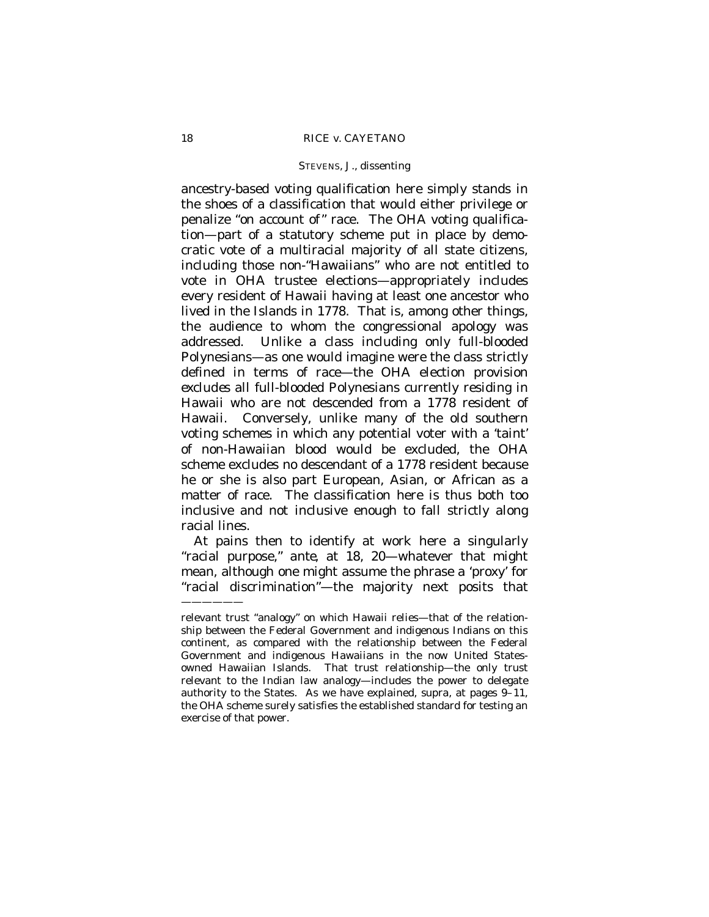ancestry-based voting qualification here simply stands in the shoes of a classification that would either privilege or penalize "on account of" race. The OHA voting qualification—part of a statutory scheme put in place by democratic vote of a multiracial majority of all state citizens, including those non-"Hawaiians" who are not entitled to vote in OHA trustee elections—appropriately includes every resident of Hawaii having at least one ancestor who lived in the Islands in 1778. That is, among other things, the audience to whom the congressional apology was addressed. Unlike a class including only full-blooded Polynesians—as one would imagine were the class strictly defined in terms of race—the OHA election provision excludes all full-blooded Polynesians currently residing in Hawaii who are not descended from a 1778 resident of Hawaii. Conversely, unlike many of the old southern voting schemes in which any potential voter with a 'taint' of non-Hawaiian blood would be excluded, the OHA scheme excludes no descendant of a 1778 resident because he or she is also part European, Asian, or African as a matter of race. The classification here is thus both too inclusive and not inclusive enough to fall strictly along racial lines.

At pains then to identify at work here a singularly "racial purpose," *ante*, at 18, 20—whatever that might mean, although one might assume the phrase a 'proxy' for "racial discrimination"—the majority next posits that

———————

relevant trust "analogy" on which Hawaii relies—that of the relationship between the Federal Government and indigenous Indians on this continent, as compared with the relationship between the Federal Government and indigenous Hawaiians in the now United States-owned Hawaiian Islands. That trust relationship—the only trust relevant to the Indian law analogy—includes the power to delegate authority to the States. As we have explained, *supra*, at pages 9–11, the OHA scheme surely satisfies the established standard for testing an exercise of that power.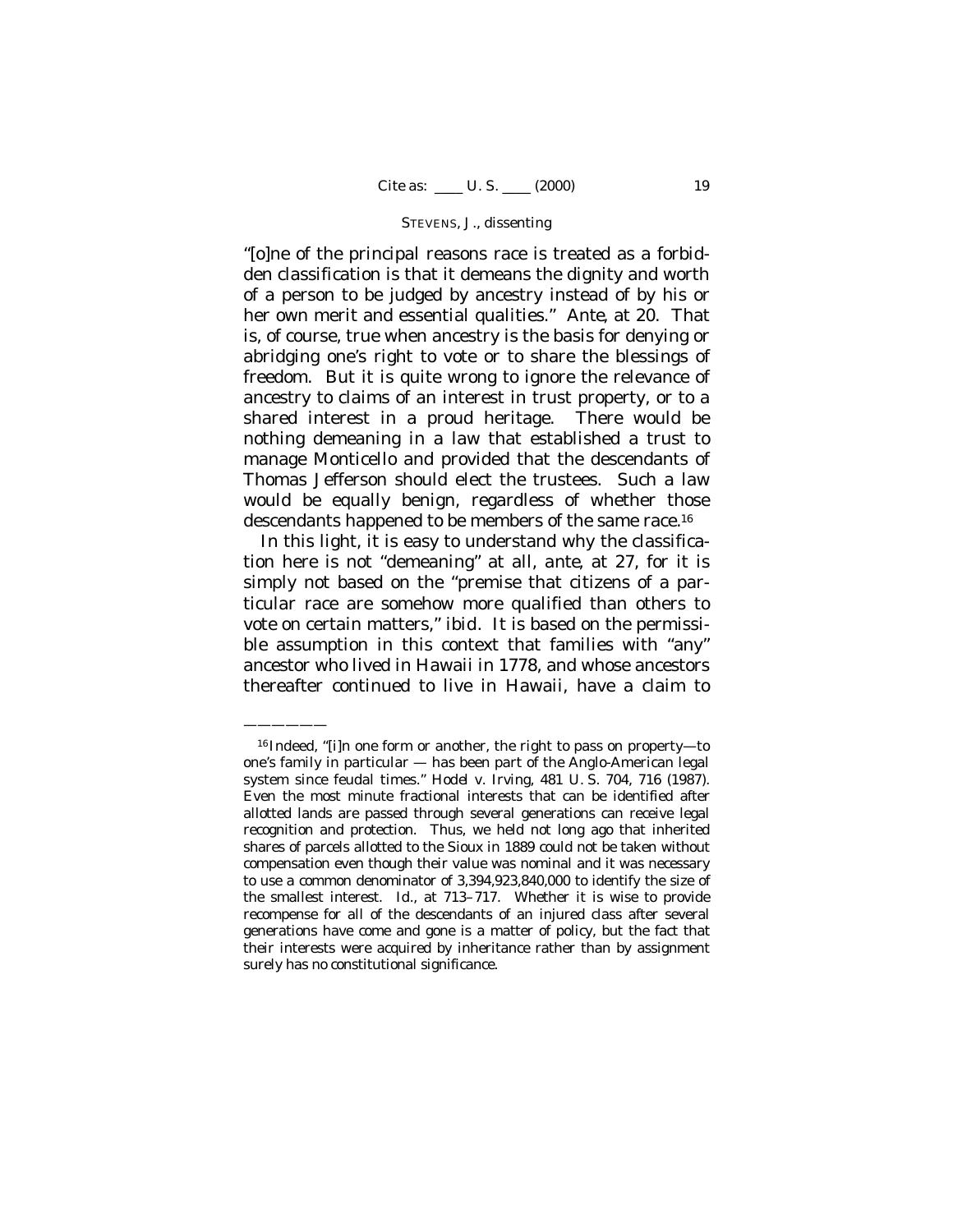"[o]ne of the principal reasons race is treated as a forbidden classification is that it demeans the dignity and worth of a person to be judged by ancestry instead of by his or her own merit and essential qualities." *Ante*, at 20. That is, of course, true when ancestry is the basis for denying or abridging one's right to vote or to share the blessings of freedom. But it is quite wrong to ignore the relevance of ancestry to claims of an interest in trust property, or to a shared interest in a proud heritage. There would be nothing demeaning in a law that established a trust to manage Monticello and provided that the descendants of Thomas Jefferson should elect the trustees. Such a law would be equally benign, regardless of whether those descendants happened to be members of the same race.[16]

In this light, it is easy to understand why the classification here is not "demeaning" at all, *ante*, at 27, for it is simply not based on the "premise that citizens of a particular race are somehow more qualified than others to vote on certain matters," *ibid*. It is based on the permissible assumption in this context that families with "any" ancestor who lived in Hawaii in 1778, and whose ancestors thereafter continued to live in Hawaii, have a claim to

———————

[16] Indeed, "[i]n one form or another, the right to pass on property—to one's family in particular — has been part of the Anglo-American legal system since feudal times." *Hodel* v. *Irving*, 481 U. S. 704, 716 (1987). Even the most minute fractional interests that can be identified after allotted lands are passed through several generations can receive legal recognition and protection. Thus, we held not long ago that inherited shares of parcels allotted to the Sioux in 1889 could not be taken without compensation even though their value was nominal and it was necessary to use a common denominator of 3,394,923,840,000 to identify the size of the smallest interest. *Id.*, at 713–717. Whether it is wise to provide recompense for all of the descendants of an injured class after several generations have come and gone is a matter of policy, but the fact that their interests were acquired by inheritance rather than by assignment surely has no constitutional significance.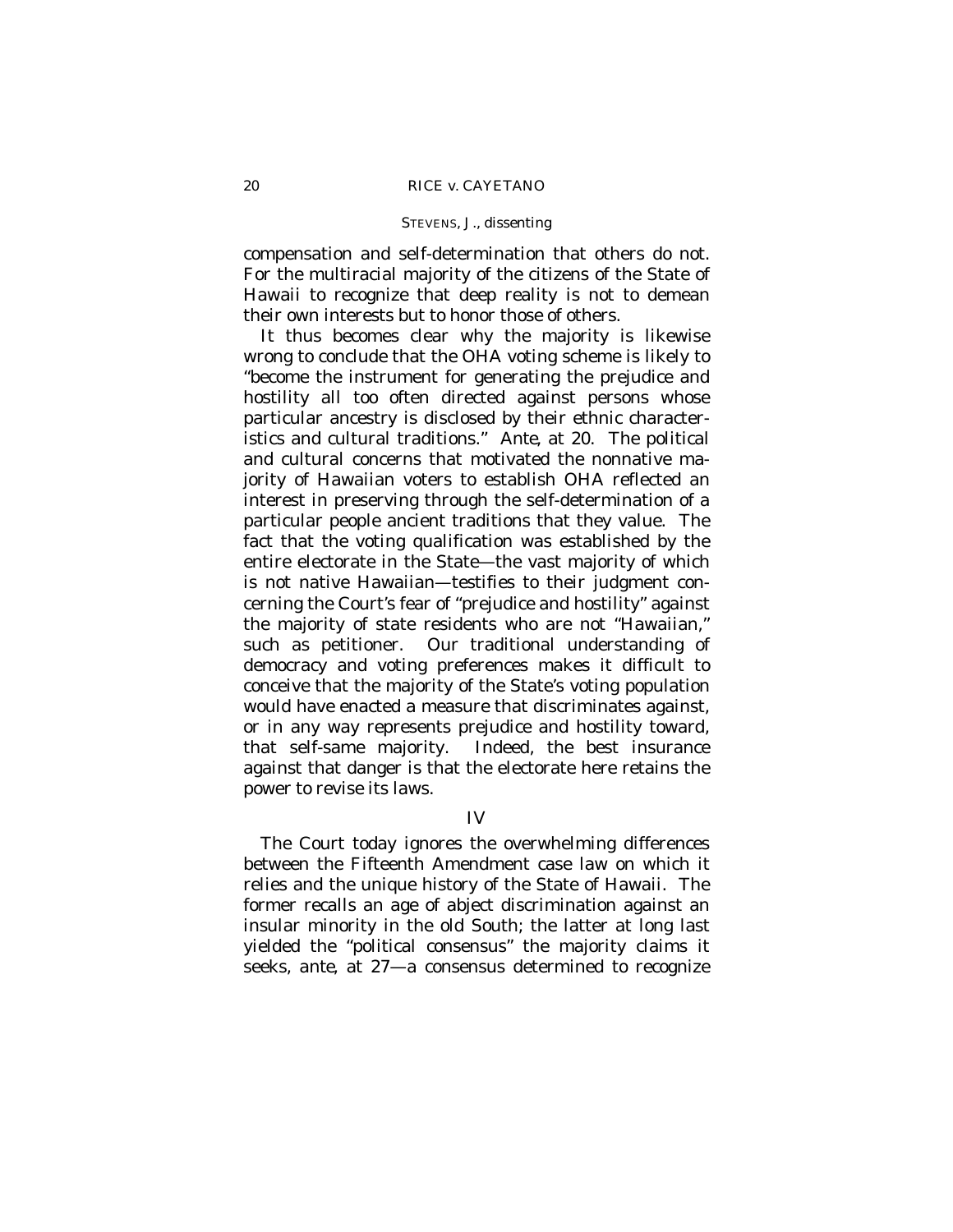compensation and self-determination that others do not. For the multiracial majority of the citizens of the State of Hawaii to recognize that deep reality is not to demean their own interests but to honor those of others.

It thus becomes clear why the majority is likewise wrong to conclude that the OHA voting scheme is likely to "become the instrument for generating the prejudice and hostility all too often directed against persons whose particular ancestry is disclosed by their ethnic characteristics and cultural traditions." *Ante*, at 20. The political and cultural concerns that motivated the nonnative majority of Hawaiian voters to establish OHA reflected an interest in preserving through the self-determination of a particular people ancient traditions that they value. The fact that the voting qualification was established by the entire electorate in the State—the vast majority of which is not native Hawaiian—testifies to their judgment concerning the Court's fear of "prejudice and hostility" against the majority of state residents who are not "Hawaiian," such as petitioner. Our traditional understanding of democracy and voting preferences makes it difficult to conceive that the majority of the State's voting population would have enacted a measure that discriminates against, or in any way represents prejudice and hostility toward, that self-same majority. Indeed, the best insurance against that danger is that the electorate here retains the power to revise its laws.

## IV

The Court today ignores the overwhelming differences between the Fifteenth Amendment case law on which it relies and the unique history of the State of Hawaii. The former recalls an age of abject discrimination against an insular minority in the old South; the latter at long last yielded the "political consensus" the majority claims it seeks, *ante*, at 27—a consensus determined to recognize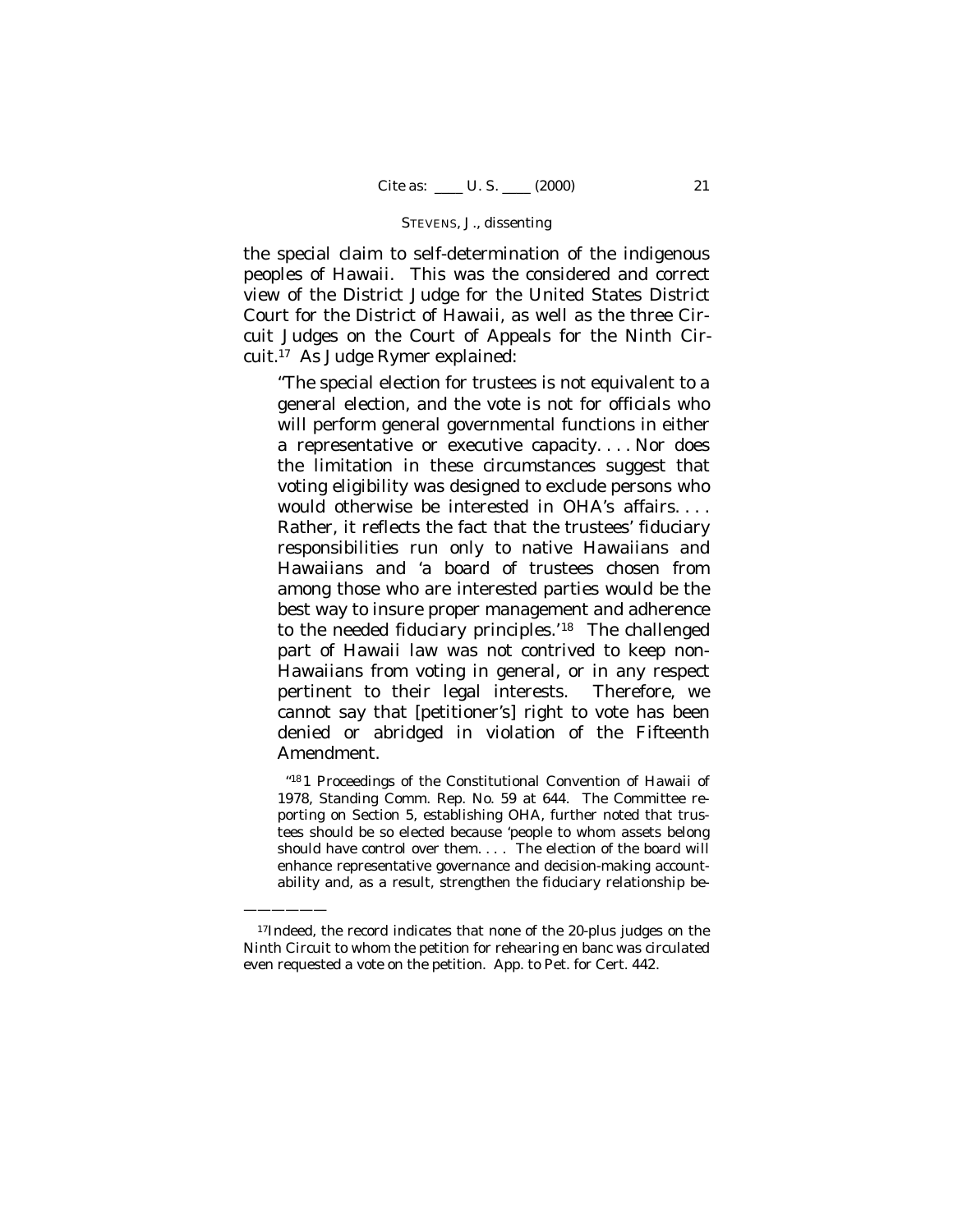the special claim to self-determination of the indigenous peoples of Hawaii. This was the considered and correct view of the District Judge for the United States District Court for the District of Hawaii, as well as the three Circuit Judges on the Court of Appeals for the Ninth Circuit.[17] As Judge Rymer explained:

> "The special election for trustees is not equivalent to a general election, and the vote is not for officials who will perform general governmental functions in either a representative or executive capacity. . . . Nor does the limitation in these circumstances suggest that voting eligibility was designed to exclude persons who would otherwise be interested in OHA's affairs. . . . Rather, it reflects the fact that the trustees' fiduciary responsibilities run only to native Hawaiians and Hawaiians and 'a board of trustees chosen from among those who are interested parties would be the best way to insure proper management and adherence to the needed fiduciary principles.'[18] The challenged part of Hawaii law was not contrived to keep non-Hawaiians from voting in general, or in any respect pertinent to their legal interests. Therefore, we cannot say that [petitioner's] right to vote has been denied or abridged in violation of the Fifteenth Amendment.
>
> "[18] 1 Proceedings of the Constitutional Convention of Hawaii of 1978, Standing Comm. Rep. No. 59 at 644. The Committee reporting on Section 5, establishing OHA, further noted that trustees should be so elected because 'people to whom assets belong should have control over them. . . . The election of the board will enhance representative governance and decision-making accountability and, as a result, strengthen the fiduciary relationship be-

---

[17] Indeed, the record indicates that none of the 20-plus judges on the Ninth Circuit to whom the petition for rehearing en banc was circulated even requested a vote on the petition. App. to Pet. for Cert. 442.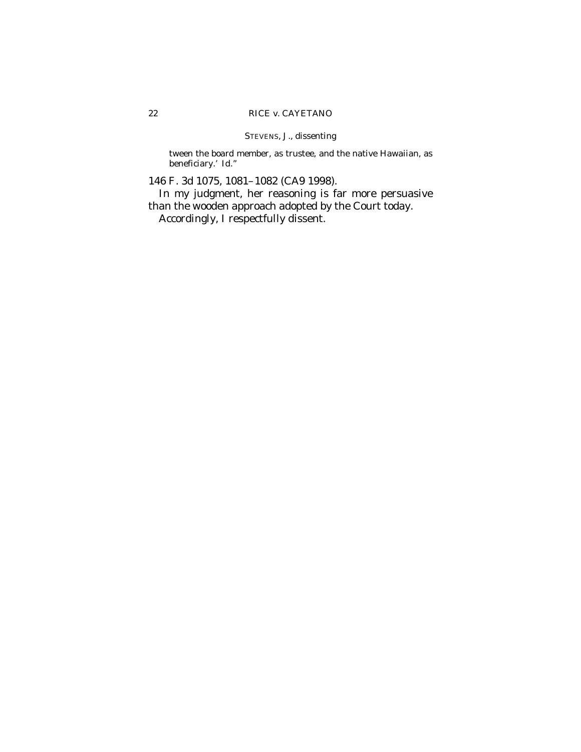> tween the board member, as trustee, and the native Hawaiian, as beneficiary.' *Id.*"

146 F. 3d 1075, 1081–1082 (CA9 1998).

In my judgment, her reasoning is far more persuasive than the wooden approach adopted by the Court today.

Accordingly, I respectfully dissent.